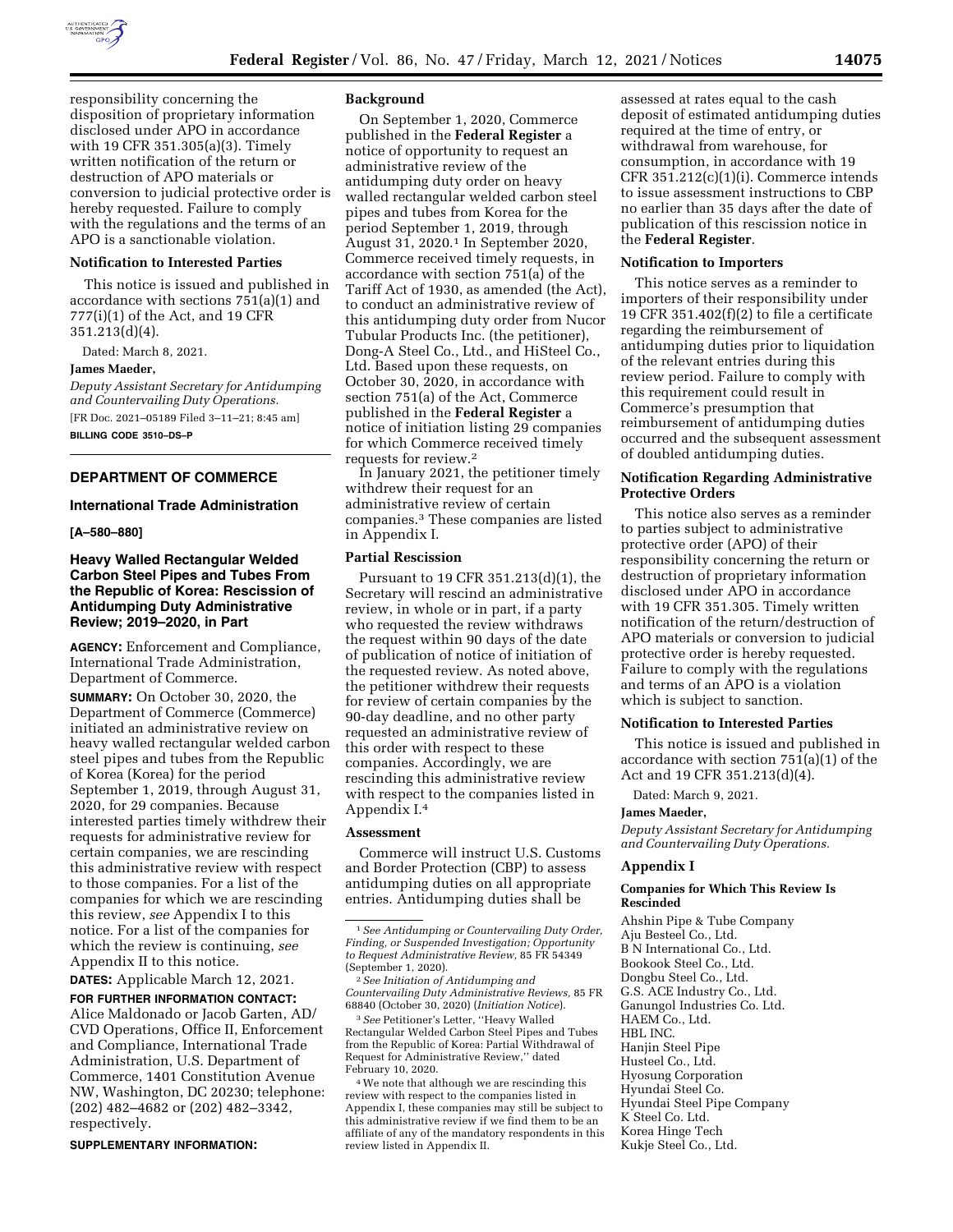responsibility concerning the disposition of proprietary information disclosed under APO in accordance with 19 CFR 351.305(a)(3). Timely written notification of the return or destruction of APO materials or conversion to judicial protective order is hereby requested. Failure to comply with the regulations and the terms of an APO is a sanctionable violation.

### Notification to Interested Parties

This notice is issued and published in accordance with sections 751(a)(1) and 777(i)(1) of the Act, and 19 CFR 351.213(d)(4).

Dated: March 8, 2021.

**James Maeder,**

*Deputy Assistant Secretary for Antidumping and Countervailing Duty Operations.*

[FR Doc. 2021–05189 Filed 3–11–21; 8:45 am]

**BILLING CODE 3510–DS–P**

---

## DEPARTMENT OF COMMERCE

### International Trade Administration

**[A–580–880]**

## Heavy Walled Rectangular Welded Carbon Steel Pipes and Tubes From the Republic of Korea: Rescission of Antidumping Duty Administrative Review; 2019–2020, in Part

**AGENCY:** Enforcement and Compliance, International Trade Administration, Department of Commerce.

**SUMMARY:** On October 30, 2020, the Department of Commerce (Commerce) initiated an administrative review on heavy walled rectangular welded carbon steel pipes and tubes from the Republic of Korea (Korea) for the period September 1, 2019, through August 31, 2020, for 29 companies. Because interested parties timely withdrew their requests for administrative review for certain companies, we are rescinding this administrative review with respect to those companies. For a list of the companies for which we are rescinding this review, *see* Appendix I to this notice. For a list of the companies for which the review is continuing, *see* Appendix II to this notice.

**DATES:** Applicable March 12, 2021.

**FOR FURTHER INFORMATION CONTACT:** Alice Maldonado or Jacob Garten, AD/CVD Operations, Office II, Enforcement and Compliance, International Trade Administration, U.S. Department of Commerce, 1401 Constitution Avenue NW, Washington, DC 20230; telephone: (202) 482–4682 or (202) 482–3342, respectively.

**SUPPLEMENTARY INFORMATION:**

### Background

On September 1, 2020, Commerce published in the **Federal Register** a notice of opportunity to request an administrative review of the antidumping duty order on heavy walled rectangular welded carbon steel pipes and tubes from Korea for the period September 1, 2019, through August 31, 2020.[1] In September 2020, Commerce received timely requests, in accordance with section 751(a) of the Tariff Act of 1930, as amended (the Act), to conduct an administrative review of this antidumping duty order from Nucor Tubular Products Inc. (the petitioner), Dong-A Steel Co., Ltd., and HiSteel Co., Ltd. Based upon these requests, on October 30, 2020, in accordance with section 751(a) of the Act, Commerce published in the **Federal Register** a notice of initiation listing 29 companies for which Commerce received timely requests for review.[2]

In January 2021, the petitioner timely withdrew their request for an administrative review of certain companies.[3] These companies are listed in Appendix I.

### Partial Rescission

Pursuant to 19 CFR 351.213(d)(1), the Secretary will rescind an administrative review, in whole or in part, if a party who requested the review withdraws the request within 90 days of the date of publication of notice of initiation of the requested review. As noted above, the petitioner withdrew their requests for review of certain companies by the 90-day deadline, and no other party requested an administrative review of this order with respect to these companies. Accordingly, we are rescinding this administrative review with respect to the companies listed in Appendix I.[4]

### Assessment

Commerce will instruct U.S. Customs and Border Protection (CBP) to assess antidumping duties on all appropriate entries. Antidumping duties shall be assessed at rates equal to the cash deposit of estimated antidumping duties required at the time of entry, or withdrawal from warehouse, for consumption, in accordance with 19 CFR 351.212(c)(1)(i). Commerce intends to issue assessment instructions to CBP no earlier than 35 days after the date of publication of this rescission notice in the **Federal Register**.

### Notification to Importers

This notice serves as a reminder to importers of their responsibility under 19 CFR 351.402(f)(2) to file a certificate regarding the reimbursement of antidumping duties prior to liquidation of the relevant entries during this review period. Failure to comply with this requirement could result in Commerce's presumption that reimbursement of antidumping duties occurred and the subsequent assessment of doubled antidumping duties.

### Notification Regarding Administrative Protective Orders

This notice also serves as a reminder to parties subject to administrative protective order (APO) of their responsibility concerning the return or destruction of proprietary information disclosed under APO in accordance with 19 CFR 351.305. Timely written notification of the return/destruction of APO materials or conversion to judicial protective order is hereby requested. Failure to comply with the regulations and terms of an APO is a violation which is subject to sanction.

### Notification to Interested Parties

This notice is issued and published in accordance with section 751(a)(1) of the Act and 19 CFR 351.213(d)(4).

Dated: March 9, 2021.

**James Maeder,**

*Deputy Assistant Secretary for Antidumping and Countervailing Duty Operations.*

### Appendix I

#### Companies for Which This Review Is Rescinded

Ahshin Pipe & Tube Company
Aju Besteel Co., Ltd.
B N International Co., Ltd.
Bookook Steel Co., Ltd.
Dongbu Steel Co., Ltd.
G.S. ACE Industry Co., Ltd.
Ganungol Industries Co. Ltd.
HAEM Co., Ltd.
HBL INC.
Hanjin Steel Pipe
Husteel Co., Ltd.
Hyosung Corporation
Hyundai Steel Co.
Hyundai Steel Pipe Company
K Steel Co. Ltd.
Korea Hinge Tech
Kukje Steel Co., Ltd.

---

[1] *See Antidumping or Countervailing Duty Order, Finding, or Suspended Investigation; Opportunity to Request Administrative Review,* 85 FR 54349 (September 1, 2020).

[2] *See Initiation of Antidumping and Countervailing Duty Administrative Reviews,* 85 FR 68840 (October 30, 2020) (*Initiation Notice*).

[3] *See* Petitioner's Letter, ''Heavy Walled Rectangular Welded Carbon Steel Pipes and Tubes from the Republic of Korea: Partial Withdrawal of Request for Administrative Review,'' dated February 10, 2020.

[4] We note that although we are rescinding this review with respect to the companies listed in Appendix I, these companies may still be subject to this administrative review if we find them to be an affiliate of any of the mandatory respondents in this review listed in Appendix II.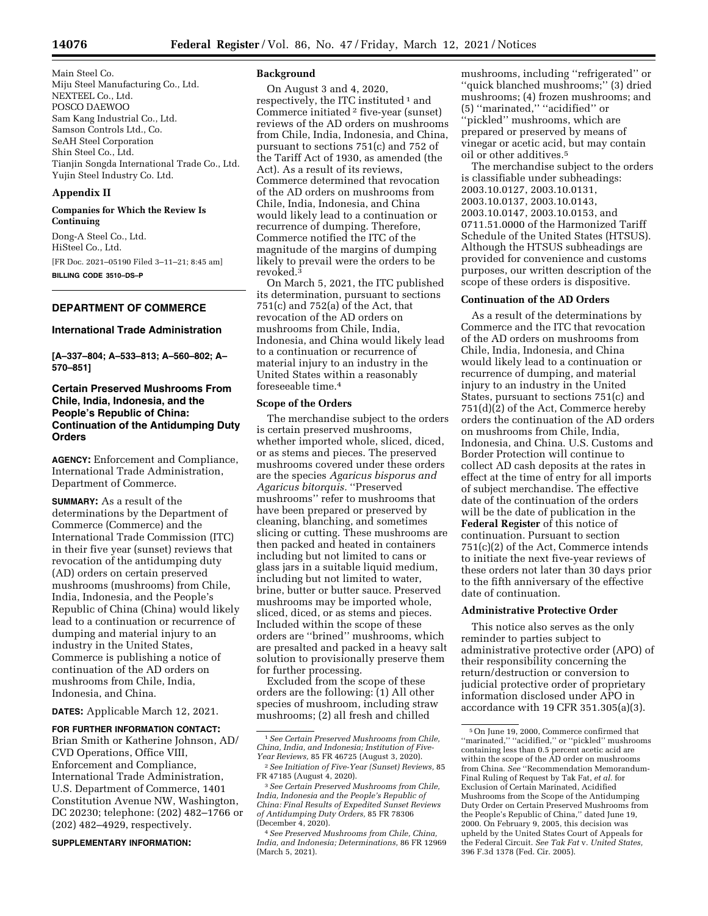Main Steel Co.
Miju Steel Manufacturing Co., Ltd.
NEXTEEL Co., Ltd.
POSCO DAEWOO
Sam Kang Industrial Co., Ltd.
Samson Controls Ltd., Co.
SeAH Steel Corporation
Shin Steel Co., Ltd.
Tianjin Songda International Trade Co., Ltd.
Yujin Steel Industry Co. Ltd.

## Appendix II

### Companies for Which the Review Is Continuing

Dong-A Steel Co., Ltd.
HiSteel Co., Ltd.

[FR Doc. 2021–05190 Filed 3–11–21; 8:45 am]

**BILLING CODE 3510–DS–P**

## DEPARTMENT OF COMMERCE

### International Trade Administration

**[A–337–804; A–533–813; A–560–802; A–570–851]**

## Certain Preserved Mushrooms From Chile, India, Indonesia, and the People's Republic of China: Continuation of the Antidumping Duty Orders

**AGENCY:** Enforcement and Compliance, International Trade Administration, Department of Commerce.

**SUMMARY:** As a result of the determinations by the Department of Commerce (Commerce) and the International Trade Commission (ITC) in their five year (sunset) reviews that revocation of the antidumping duty (AD) orders on certain preserved mushrooms (mushrooms) from Chile, India, Indonesia, and the People's Republic of China (China) would likely lead to a continuation or recurrence of dumping and material injury to an industry in the United States, Commerce is publishing a notice of continuation of the AD orders on mushrooms from Chile, India, Indonesia, and China.

**DATES:** Applicable March 12, 2021.

**FOR FURTHER INFORMATION CONTACT:** Brian Smith or Katherine Johnson, AD/CVD Operations, Office VIII, Enforcement and Compliance, International Trade Administration, U.S. Department of Commerce, 1401 Constitution Avenue NW, Washington, DC 20230; telephone: (202) 482–1766 or (202) 482–4929, respectively.

**SUPPLEMENTARY INFORMATION:**

### Background

On August 3 and 4, 2020, respectively, the ITC instituted [1] and Commerce initiated [2] five-year (sunset) reviews of the AD orders on mushrooms from Chile, India, Indonesia, and China, pursuant to sections 751(c) and 752 of the Tariff Act of 1930, as amended (the Act). As a result of its reviews, Commerce determined that revocation of the AD orders on mushrooms from Chile, India, Indonesia, and China would likely lead to a continuation or recurrence of dumping. Therefore, Commerce notified the ITC of the magnitude of the margins of dumping likely to prevail were the orders to be revoked.[3]

On March 5, 2021, the ITC published its determination, pursuant to sections 751(c) and 752(a) of the Act, that revocation of the AD orders on mushrooms from Chile, India, Indonesia, and China would likely lead to a continuation or recurrence of material injury to an industry in the United States within a reasonably foreseeable time.[4]

### Scope of the Orders

The merchandise subject to the orders is certain preserved mushrooms, whether imported whole, sliced, diced, or as stems and pieces. The preserved mushrooms covered under these orders are the species *Agaricus bisporus and Agaricus bitorquis.* "Preserved mushrooms" refer to mushrooms that have been prepared or preserved by cleaning, blanching, and sometimes slicing or cutting. These mushrooms are then packed and heated in containers including but not limited to cans or glass jars in a suitable liquid medium, including but not limited to water, brine, butter or butter sauce. Preserved mushrooms may be imported whole, sliced, diced, or as stems and pieces. Included within the scope of these orders are "brined" mushrooms, which are presalted and packed in a heavy salt solution to provisionally preserve them for further processing.

Excluded from the scope of these orders are the following: (1) All other species of mushroom, including straw mushrooms; (2) all fresh and chilled mushrooms, including "refrigerated" or "quick blanched mushrooms;" (3) dried mushrooms; (4) frozen mushrooms; and (5) "marinated," "acidified" or "pickled" mushrooms, which are prepared or preserved by means of vinegar or acetic acid, but may contain oil or other additives.[5]

The merchandise subject to the orders is classifiable under subheadings: 2003.10.0127, 2003.10.0131, 2003.10.0137, 2003.10.0143, 2003.10.0147, 2003.10.0153, and 0711.51.0000 of the Harmonized Tariff Schedule of the United States (HTSUS). Although the HTSUS subheadings are provided for convenience and customs purposes, our written description of the scope of these orders is dispositive.

### Continuation of the AD Orders

As a result of the determinations by Commerce and the ITC that revocation of the AD orders on mushrooms from Chile, India, Indonesia, and China would likely lead to a continuation or recurrence of dumping, and material injury to an industry in the United States, pursuant to sections 751(c) and 751(d)(2) of the Act, Commerce hereby orders the continuation of the AD orders on mushrooms from Chile, India, Indonesia, and China. U.S. Customs and Border Protection will continue to collect AD cash deposits at the rates in effect at the time of entry for all imports of subject merchandise. The effective date of the continuation of the orders will be the date of publication in the **Federal Register** of this notice of continuation. Pursuant to section 751(c)(2) of the Act, Commerce intends to initiate the next five-year reviews of these orders not later than 30 days prior to the fifth anniversary of the effective date of continuation.

### Administrative Protective Order

This notice also serves as the only reminder to parties subject to administrative protective order (APO) of their responsibility concerning the return/destruction or conversion to judicial protective order of proprietary information disclosed under APO in accordance with 19 CFR 351.305(a)(3).

---

[1] *See Certain Preserved Mushrooms from Chile, China, India, and Indonesia; Institution of Five-Year Reviews,* 85 FR 46725 (August 3, 2020).

[2] *See Initiation of Five-Year (Sunset) Reviews,* 85 FR 47185 (August 4, 2020).

[3] *See Certain Preserved Mushrooms from Chile, India, Indonesia and the People's Republic of China: Final Results of Expedited Sunset Reviews of Antidumping Duty Orders,* 85 FR 78306 (December 4, 2020).

[4] *See Preserved Mushrooms from Chile, China, India, and Indonesia; Determinations,* 86 FR 12969 (March 5, 2021).

[5] On June 19, 2000, Commerce confirmed that "marinated," "acidified," or "pickled" mushrooms containing less than 0.5 percent acetic acid are within the scope of the AD order on mushrooms from China. *See* "Recommendation Memorandum-Final Ruling of Request by Tak Fat, *et al.* for Exclusion of Certain Marinated, Acidified Mushrooms from the Scope of the Antidumping Duty Order on Certain Preserved Mushrooms from the People's Republic of China," dated June 19, 2000. On February 9, 2005, this decision was upheld by the United States Court of Appeals for the Federal Circuit. *See Tak Fat* v. *United States,* 396 F.3d 1378 (Fed. Cir. 2005).